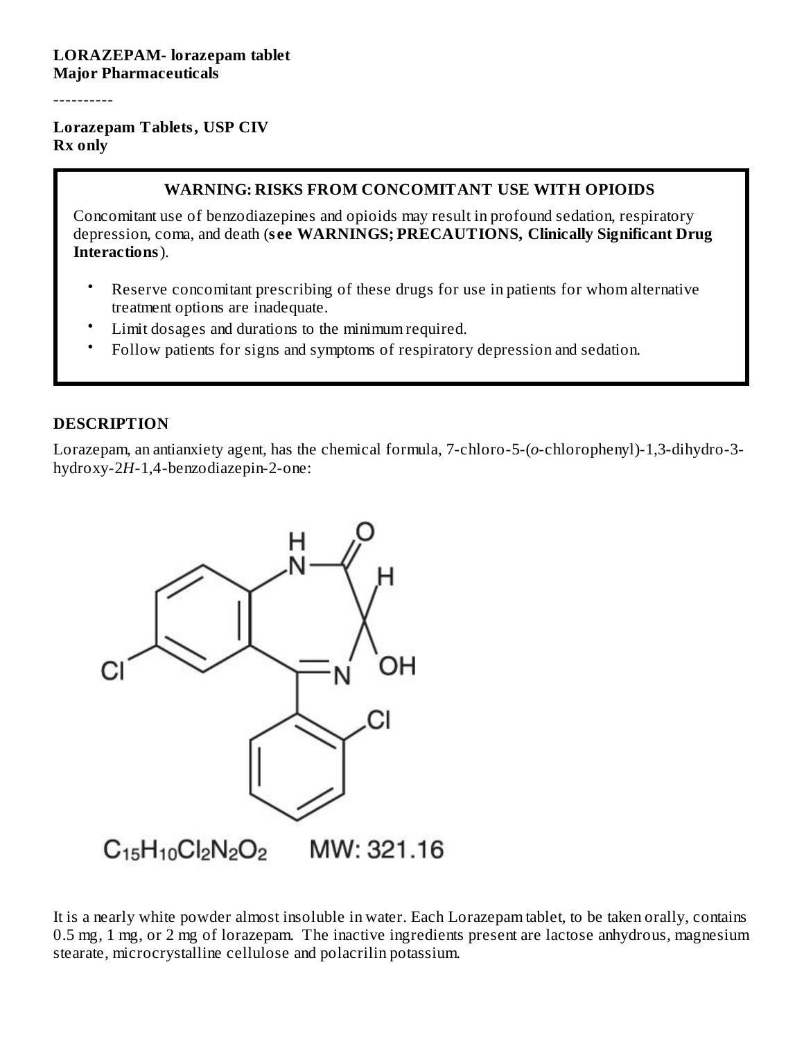**LORAZEPAM- lorazepam tablet**
**Major Pharmaceuticals**

----------

**Lorazepam Tablets, USP CIV**
**Rx only**

**WARNING: RISKS FROM CONCOMITANT USE WITH OPIOIDS**

Concomitant use of benzodiazepines and opioids may result in profound sedation, respiratory depression, coma, and death (**see WARNINGS; PRECAUTIONS, Clinically Significant Drug Interactions**).

- Reserve concomitant prescribing of these drugs for use in patients for whom alternative treatment options are inadequate.
- Limit dosages and durations to the minimum required.
- Follow patients for signs and symptoms of respiratory depression and sedation.

## DESCRIPTION

Lorazepam, an antianxiety agent, has the chemical formula, 7-chloro-5-(*o*-chlorophenyl)-1,3-dihydro-3-hydroxy-2*H*-1,4-benzodiazepin-2-one:

$C_{15}H_{10}Cl_2N_2O_2$ MW: 321.16

It is a nearly white powder almost insoluble in water. Each Lorazepam tablet, to be taken orally, contains 0.5 mg, 1 mg, or 2 mg of lorazepam. The inactive ingredients present are lactose anhydrous, magnesium stearate, microcrystalline cellulose and polacrilin potassium.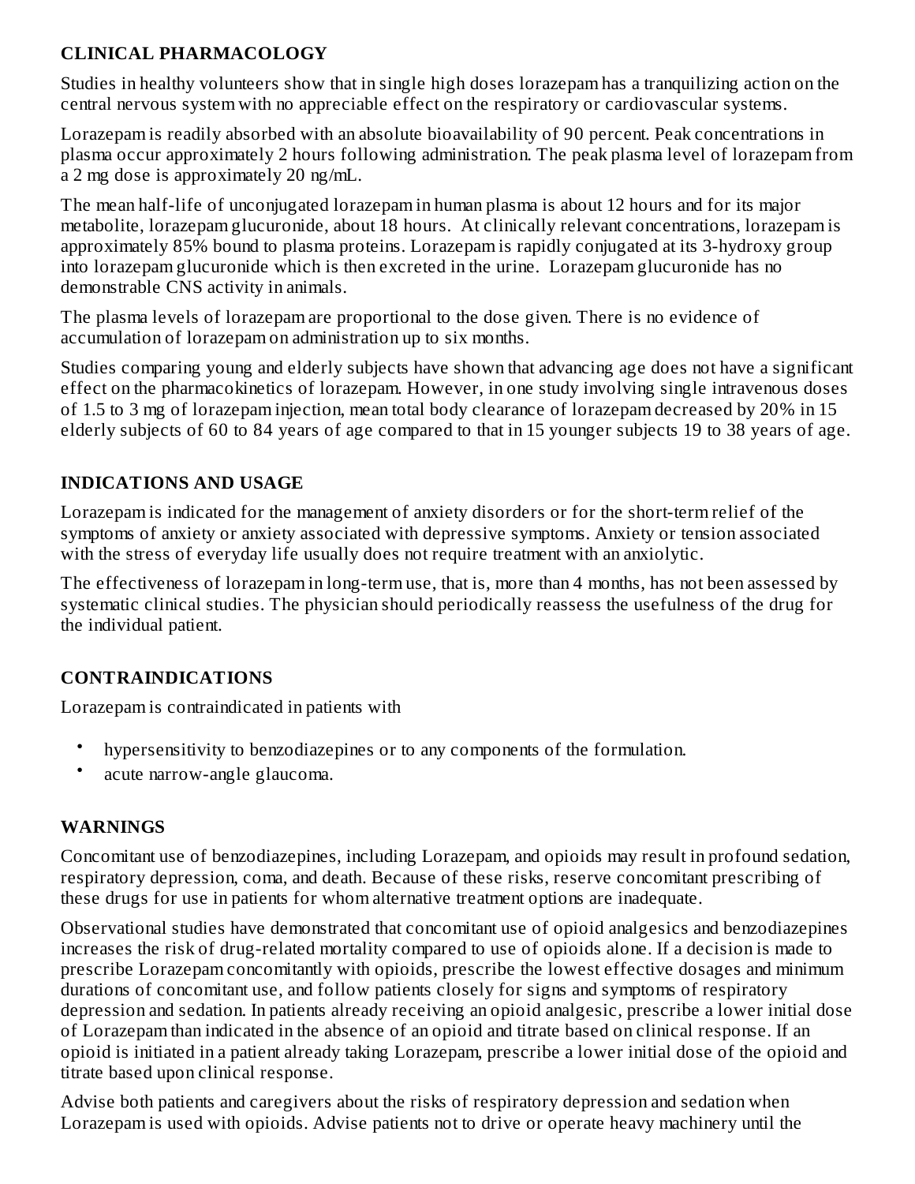## CLINICAL PHARMACOLOGY

Studies in healthy volunteers show that in single high doses lorazepam has a tranquilizing action on the central nervous system with no appreciable effect on the respiratory or cardiovascular systems.

Lorazepam is readily absorbed with an absolute bioavailability of 90 percent. Peak concentrations in plasma occur approximately 2 hours following administration. The peak plasma level of lorazepam from a 2 mg dose is approximately 20 ng/mL.

The mean half-life of unconjugated lorazepam in human plasma is about 12 hours and for its major metabolite, lorazepam glucuronide, about 18 hours. At clinically relevant concentrations, lorazepam is approximately 85% bound to plasma proteins. Lorazepam is rapidly conjugated at its 3-hydroxy group into lorazepam glucuronide which is then excreted in the urine. Lorazepam glucuronide has no demonstrable CNS activity in animals.

The plasma levels of lorazepam are proportional to the dose given. There is no evidence of accumulation of lorazepam on administration up to six months.

Studies comparing young and elderly subjects have shown that advancing age does not have a significant effect on the pharmacokinetics of lorazepam. However, in one study involving single intravenous doses of 1.5 to 3 mg of lorazepam injection, mean total body clearance of lorazepam decreased by 20% in 15 elderly subjects of 60 to 84 years of age compared to that in 15 younger subjects 19 to 38 years of age.

## INDICATIONS AND USAGE

Lorazepam is indicated for the management of anxiety disorders or for the short-term relief of the symptoms of anxiety or anxiety associated with depressive symptoms. Anxiety or tension associated with the stress of everyday life usually does not require treatment with an anxiolytic.

The effectiveness of lorazepam in long-term use, that is, more than 4 months, has not been assessed by systematic clinical studies. The physician should periodically reassess the usefulness of the drug for the individual patient.

## CONTRAINDICATIONS

Lorazepam is contraindicated in patients with

- hypersensitivity to benzodiazepines or to any components of the formulation.
- acute narrow-angle glaucoma.

## WARNINGS

Concomitant use of benzodiazepines, including Lorazepam, and opioids may result in profound sedation, respiratory depression, coma, and death. Because of these risks, reserve concomitant prescribing of these drugs for use in patients for whom alternative treatment options are inadequate.

Observational studies have demonstrated that concomitant use of opioid analgesics and benzodiazepines increases the risk of drug-related mortality compared to use of opioids alone. If a decision is made to prescribe Lorazepam concomitantly with opioids, prescribe the lowest effective dosages and minimum durations of concomitant use, and follow patients closely for signs and symptoms of respiratory depression and sedation. In patients already receiving an opioid analgesic, prescribe a lower initial dose of Lorazepam than indicated in the absence of an opioid and titrate based on clinical response. If an opioid is initiated in a patient already taking Lorazepam, prescribe a lower initial dose of the opioid and titrate based upon clinical response.

Advise both patients and caregivers about the risks of respiratory depression and sedation when Lorazepam is used with opioids. Advise patients not to drive or operate heavy machinery until the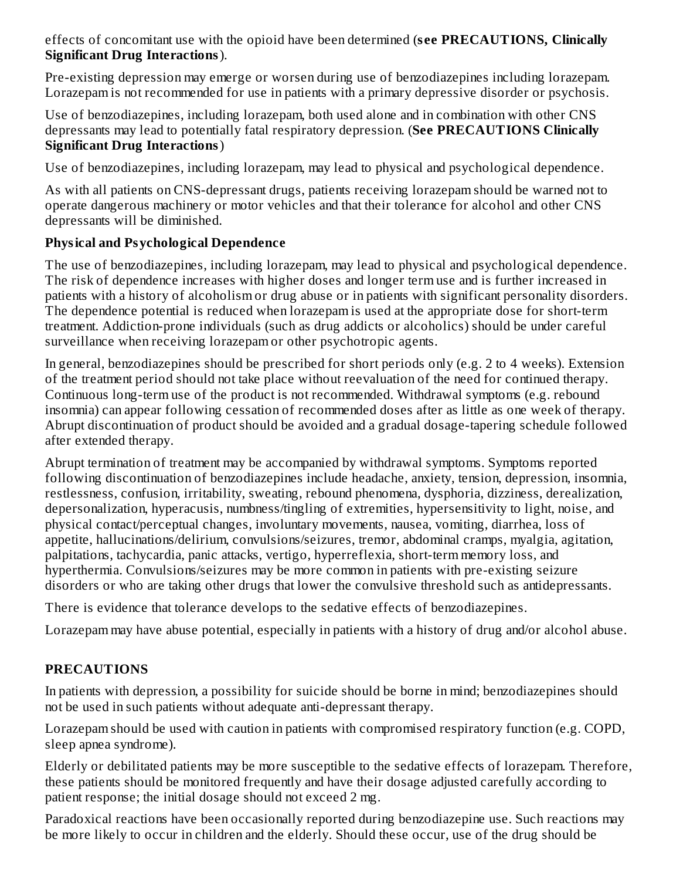effects of concomitant use with the opioid have been determined (**see PRECAUTIONS, Clinically Significant Drug Interactions**).

Pre-existing depression may emerge or worsen during use of benzodiazepines including lorazepam. Lorazepam is not recommended for use in patients with a primary depressive disorder or psychosis.

Use of benzodiazepines, including lorazepam, both used alone and in combination with other CNS depressants may lead to potentially fatal respiratory depression. (**See PRECAUTIONS Clinically Significant Drug Interactions**)

Use of benzodiazepines, including lorazepam, may lead to physical and psychological dependence.

As with all patients on CNS-depressant drugs, patients receiving lorazepam should be warned not to operate dangerous machinery or motor vehicles and that their tolerance for alcohol and other CNS depressants will be diminished.

**Physical and Psychological Dependence**

The use of benzodiazepines, including lorazepam, may lead to physical and psychological dependence. The risk of dependence increases with higher doses and longer term use and is further increased in patients with a history of alcoholism or drug abuse or in patients with significant personality disorders. The dependence potential is reduced when lorazepam is used at the appropriate dose for short-term treatment. Addiction-prone individuals (such as drug addicts or alcoholics) should be under careful surveillance when receiving lorazepam or other psychotropic agents.

In general, benzodiazepines should be prescribed for short periods only (e.g. 2 to 4 weeks). Extension of the treatment period should not take place without reevaluation of the need for continued therapy. Continuous long-term use of the product is not recommended. Withdrawal symptoms (e.g. rebound insomnia) can appear following cessation of recommended doses after as little as one week of therapy. Abrupt discontinuation of product should be avoided and a gradual dosage-tapering schedule followed after extended therapy.

Abrupt termination of treatment may be accompanied by withdrawal symptoms. Symptoms reported following discontinuation of benzodiazepines include headache, anxiety, tension, depression, insomnia, restlessness, confusion, irritability, sweating, rebound phenomena, dysphoria, dizziness, derealization, depersonalization, hyperacusis, numbness/tingling of extremities, hypersensitivity to light, noise, and physical contact/perceptual changes, involuntary movements, nausea, vomiting, diarrhea, loss of appetite, hallucinations/delirium, convulsions/seizures, tremor, abdominal cramps, myalgia, agitation, palpitations, tachycardia, panic attacks, vertigo, hyperreflexia, short-term memory loss, and hyperthermia. Convulsions/seizures may be more common in patients with pre-existing seizure disorders or who are taking other drugs that lower the convulsive threshold such as antidepressants.

There is evidence that tolerance develops to the sedative effects of benzodiazepines.

Lorazepam may have abuse potential, especially in patients with a history of drug and/or alcohol abuse.

## PRECAUTIONS

In patients with depression, a possibility for suicide should be borne in mind; benzodiazepines should not be used in such patients without adequate anti-depressant therapy.

Lorazepam should be used with caution in patients with compromised respiratory function (e.g. COPD, sleep apnea syndrome).

Elderly or debilitated patients may be more susceptible to the sedative effects of lorazepam. Therefore, these patients should be monitored frequently and have their dosage adjusted carefully according to patient response; the initial dosage should not exceed 2 mg.

Paradoxical reactions have been occasionally reported during benzodiazepine use. Such reactions may be more likely to occur in children and the elderly. Should these occur, use of the drug should be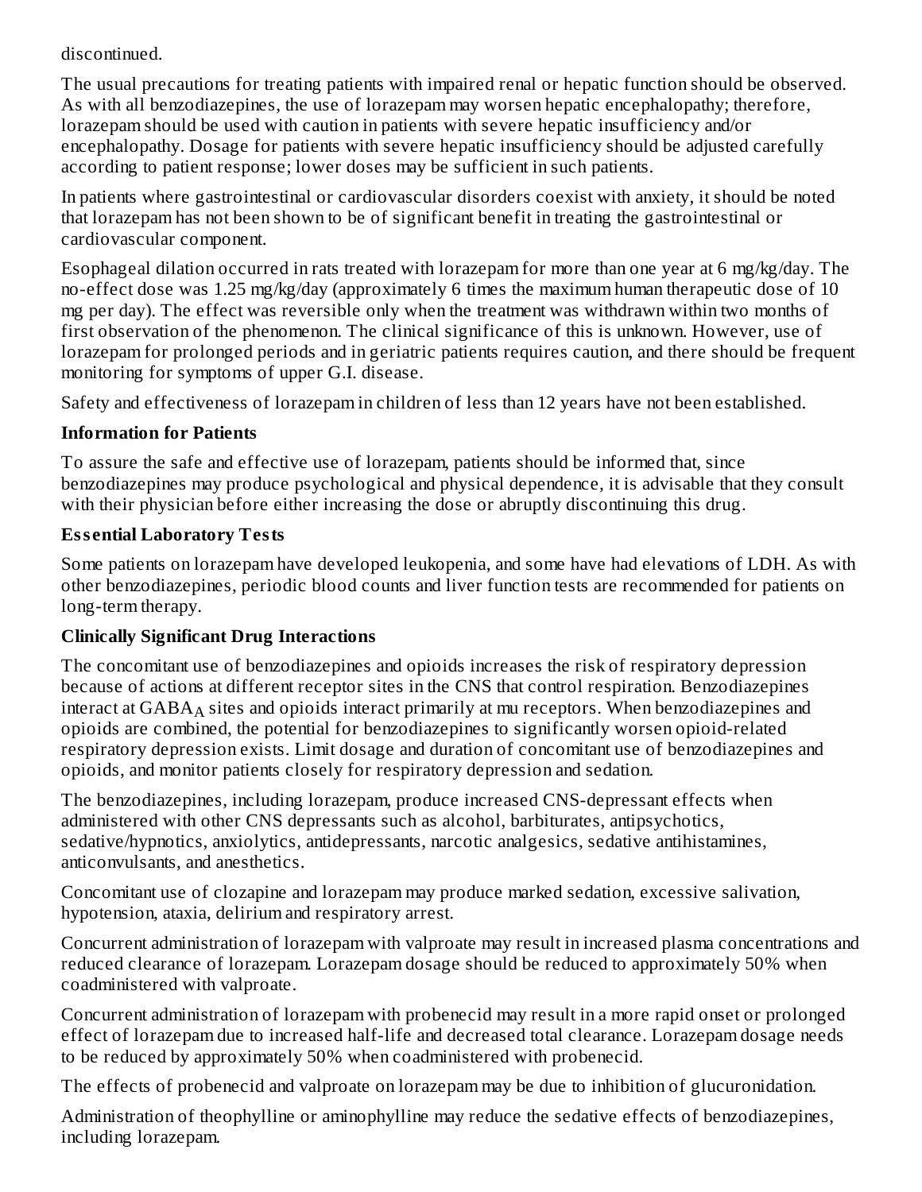discontinued.

The usual precautions for treating patients with impaired renal or hepatic function should be observed. As with all benzodiazepines, the use of lorazepam may worsen hepatic encephalopathy; therefore, lorazepam should be used with caution in patients with severe hepatic insufficiency and/or encephalopathy. Dosage for patients with severe hepatic insufficiency should be adjusted carefully according to patient response; lower doses may be sufficient in such patients.

In patients where gastrointestinal or cardiovascular disorders coexist with anxiety, it should be noted that lorazepam has not been shown to be of significant benefit in treating the gastrointestinal or cardiovascular component.

Esophageal dilation occurred in rats treated with lorazepam for more than one year at 6 mg/kg/day. The no-effect dose was 1.25 mg/kg/day (approximately 6 times the maximum human therapeutic dose of 10 mg per day). The effect was reversible only when the treatment was withdrawn within two months of first observation of the phenomenon. The clinical significance of this is unknown. However, use of lorazepam for prolonged periods and in geriatric patients requires caution, and there should be frequent monitoring for symptoms of upper G.I. disease.

Safety and effectiveness of lorazepam in children of less than 12 years have not been established.

**Information for Patients**

To assure the safe and effective use of lorazepam, patients should be informed that, since benzodiazepines may produce psychological and physical dependence, it is advisable that they consult with their physician before either increasing the dose or abruptly discontinuing this drug.

**Essential Laboratory Tests**

Some patients on lorazepam have developed leukopenia, and some have had elevations of LDH. As with other benzodiazepines, periodic blood counts and liver function tests are recommended for patients on long-term therapy.

**Clinically Significant Drug Interactions**

The concomitant use of benzodiazepines and opioids increases the risk of respiratory depression because of actions at different receptor sites in the CNS that control respiration. Benzodiazepines interact at $GABA_A$ sites and opioids interact primarily at mu receptors. When benzodiazepines and opioids are combined, the potential for benzodiazepines to significantly worsen opioid-related respiratory depression exists. Limit dosage and duration of concomitant use of benzodiazepines and opioids, and monitor patients closely for respiratory depression and sedation.

The benzodiazepines, including lorazepam, produce increased CNS-depressant effects when administered with other CNS depressants such as alcohol, barbiturates, antipsychotics, sedative/hypnotics, anxiolytics, antidepressants, narcotic analgesics, sedative antihistamines, anticonvulsants, and anesthetics.

Concomitant use of clozapine and lorazepam may produce marked sedation, excessive salivation, hypotension, ataxia, delirium and respiratory arrest.

Concurrent administration of lorazepam with valproate may result in increased plasma concentrations and reduced clearance of lorazepam. Lorazepam dosage should be reduced to approximately 50% when coadministered with valproate.

Concurrent administration of lorazepam with probenecid may result in a more rapid onset or prolonged effect of lorazepam due to increased half-life and decreased total clearance. Lorazepam dosage needs to be reduced by approximately 50% when coadministered with probenecid.

The effects of probenecid and valproate on lorazepam may be due to inhibition of glucuronidation.

Administration of theophylline or aminophylline may reduce the sedative effects of benzodiazepines, including lorazepam.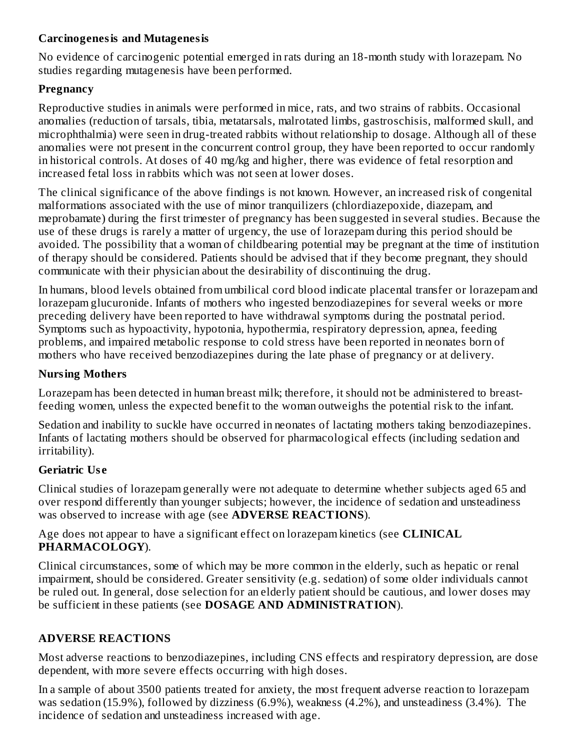### Carcinogenesis and Mutagenesis

No evidence of carcinogenic potential emerged in rats during an 18-month study with lorazepam. No studies regarding mutagenesis have been performed.

### Pregnancy

Reproductive studies in animals were performed in mice, rats, and two strains of rabbits. Occasional anomalies (reduction of tarsals, tibia, metatarsals, malrotated limbs, gastroschisis, malformed skull, and microphthalmia) were seen in drug-treated rabbits without relationship to dosage. Although all of these anomalies were not present in the concurrent control group, they have been reported to occur randomly in historical controls. At doses of 40 mg/kg and higher, there was evidence of fetal resorption and increased fetal loss in rabbits which was not seen at lower doses.

The clinical significance of the above findings is not known. However, an increased risk of congenital malformations associated with the use of minor tranquilizers (chlordiazepoxide, diazepam, and meprobamate) during the first trimester of pregnancy has been suggested in several studies. Because the use of these drugs is rarely a matter of urgency, the use of lorazepam during this period should be avoided. The possibility that a woman of childbearing potential may be pregnant at the time of institution of therapy should be considered. Patients should be advised that if they become pregnant, they should communicate with their physician about the desirability of discontinuing the drug.

In humans, blood levels obtained from umbilical cord blood indicate placental transfer or lorazepam and lorazepam glucuronide. Infants of mothers who ingested benzodiazepines for several weeks or more preceding delivery have been reported to have withdrawal symptoms during the postnatal period. Symptoms such as hypoactivity, hypotonia, hypothermia, respiratory depression, apnea, feeding problems, and impaired metabolic response to cold stress have been reported in neonates born of mothers who have received benzodiazepines during the late phase of pregnancy or at delivery.

### Nursing Mothers

Lorazepam has been detected in human breast milk; therefore, it should not be administered to breast-feeding women, unless the expected benefit to the woman outweighs the potential risk to the infant.

Sedation and inability to suckle have occurred in neonates of lactating mothers taking benzodiazepines. Infants of lactating mothers should be observed for pharmacological effects (including sedation and irritability).

### Geriatric Use

Clinical studies of lorazepam generally were not adequate to determine whether subjects aged 65 and over respond differently than younger subjects; however, the incidence of sedation and unsteadiness was observed to increase with age (see **ADVERSE REACTIONS**).

Age does not appear to have a significant effect on lorazepam kinetics (see **CLINICAL PHARMACOLOGY**).

Clinical circumstances, some of which may be more common in the elderly, such as hepatic or renal impairment, should be considered. Greater sensitivity (e.g. sedation) of some older individuals cannot be ruled out. In general, dose selection for an elderly patient should be cautious, and lower doses may be sufficient in these patients (see **DOSAGE AND ADMINISTRATION**).

## ADVERSE REACTIONS

Most adverse reactions to benzodiazepines, including CNS effects and respiratory depression, are dose dependent, with more severe effects occurring with high doses.

In a sample of about 3500 patients treated for anxiety, the most frequent adverse reaction to lorazepam was sedation (15.9%), followed by dizziness (6.9%), weakness (4.2%), and unsteadiness (3.4%). The incidence of sedation and unsteadiness increased with age.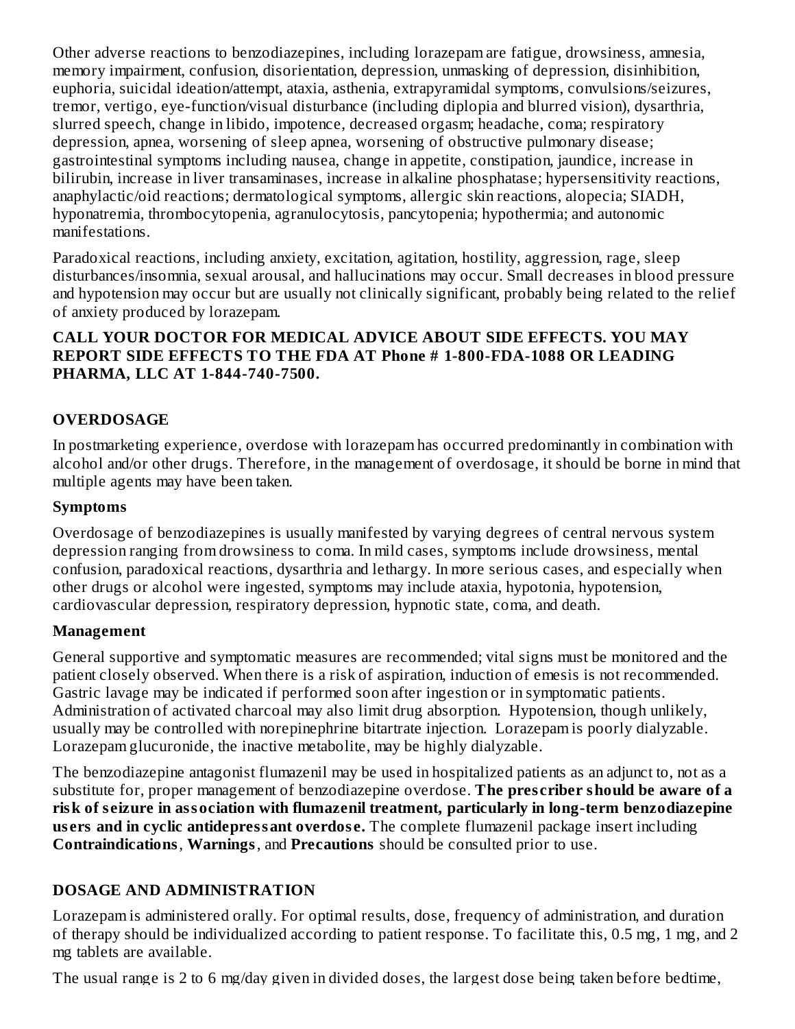Other adverse reactions to benzodiazepines, including lorazepam are fatigue, drowsiness, amnesia, memory impairment, confusion, disorientation, depression, unmasking of depression, disinhibition, euphoria, suicidal ideation/attempt, ataxia, asthenia, extrapyramidal symptoms, convulsions/seizures, tremor, vertigo, eye-function/visual disturbance (including diplopia and blurred vision), dysarthria, slurred speech, change in libido, impotence, decreased orgasm; headache, coma; respiratory depression, apnea, worsening of sleep apnea, worsening of obstructive pulmonary disease; gastrointestinal symptoms including nausea, change in appetite, constipation, jaundice, increase in bilirubin, increase in liver transaminases, increase in alkaline phosphatase; hypersensitivity reactions, anaphylactic/oid reactions; dermatological symptoms, allergic skin reactions, alopecia; SIADH, hyponatremia, thrombocytopenia, agranulocytosis, pancytopenia; hypothermia; and autonomic manifestations.

Paradoxical reactions, including anxiety, excitation, agitation, hostility, aggression, rage, sleep disturbances/insomnia, sexual arousal, and hallucinations may occur. Small decreases in blood pressure and hypotension may occur but are usually not clinically significant, probably being related to the relief of anxiety produced by lorazepam.

**CALL YOUR DOCTOR FOR MEDICAL ADVICE ABOUT SIDE EFFECTS. YOU MAY REPORT SIDE EFFECTS TO THE FDA AT Phone # 1-800-FDA-1088 OR LEADING PHARMA, LLC AT 1-844-740-7500.**

## OVERDOSAGE

In postmarketing experience, overdose with lorazepam has occurred predominantly in combination with alcohol and/or other drugs. Therefore, in the management of overdosage, it should be borne in mind that multiple agents may have been taken.

### Symptoms

Overdosage of benzodiazepines is usually manifested by varying degrees of central nervous system depression ranging from drowsiness to coma. In mild cases, symptoms include drowsiness, mental confusion, paradoxical reactions, dysarthria and lethargy. In more serious cases, and especially when other drugs or alcohol were ingested, symptoms may include ataxia, hypotonia, hypotension, cardiovascular depression, respiratory depression, hypnotic state, coma, and death.

### Management

General supportive and symptomatic measures are recommended; vital signs must be monitored and the patient closely observed. When there is a risk of aspiration, induction of emesis is not recommended. Gastric lavage may be indicated if performed soon after ingestion or in symptomatic patients. Administration of activated charcoal may also limit drug absorption. Hypotension, though unlikely, usually may be controlled with norepinephrine bitartrate injection. Lorazepam is poorly dialyzable. Lorazepam glucuronide, the inactive metabolite, may be highly dialyzable.

The benzodiazepine antagonist flumazenil may be used in hospitalized patients as an adjunct to, not as a substitute for, proper management of benzodiazepine overdose. **The prescriber should be aware of a risk of seizure in association with flumazenil treatment, particularly in long-term benzodiazepine users and in cyclic antidepressant overdose.** The complete flumazenil package insert including **Contraindications**, **Warnings**, and **Precautions** should be consulted prior to use.

## DOSAGE AND ADMINISTRATION

Lorazepam is administered orally. For optimal results, dose, frequency of administration, and duration of therapy should be individualized according to patient response. To facilitate this, 0.5 mg, 1 mg, and 2 mg tablets are available.

The usual range is 2 to 6 mg/day given in divided doses, the largest dose being taken before bedtime,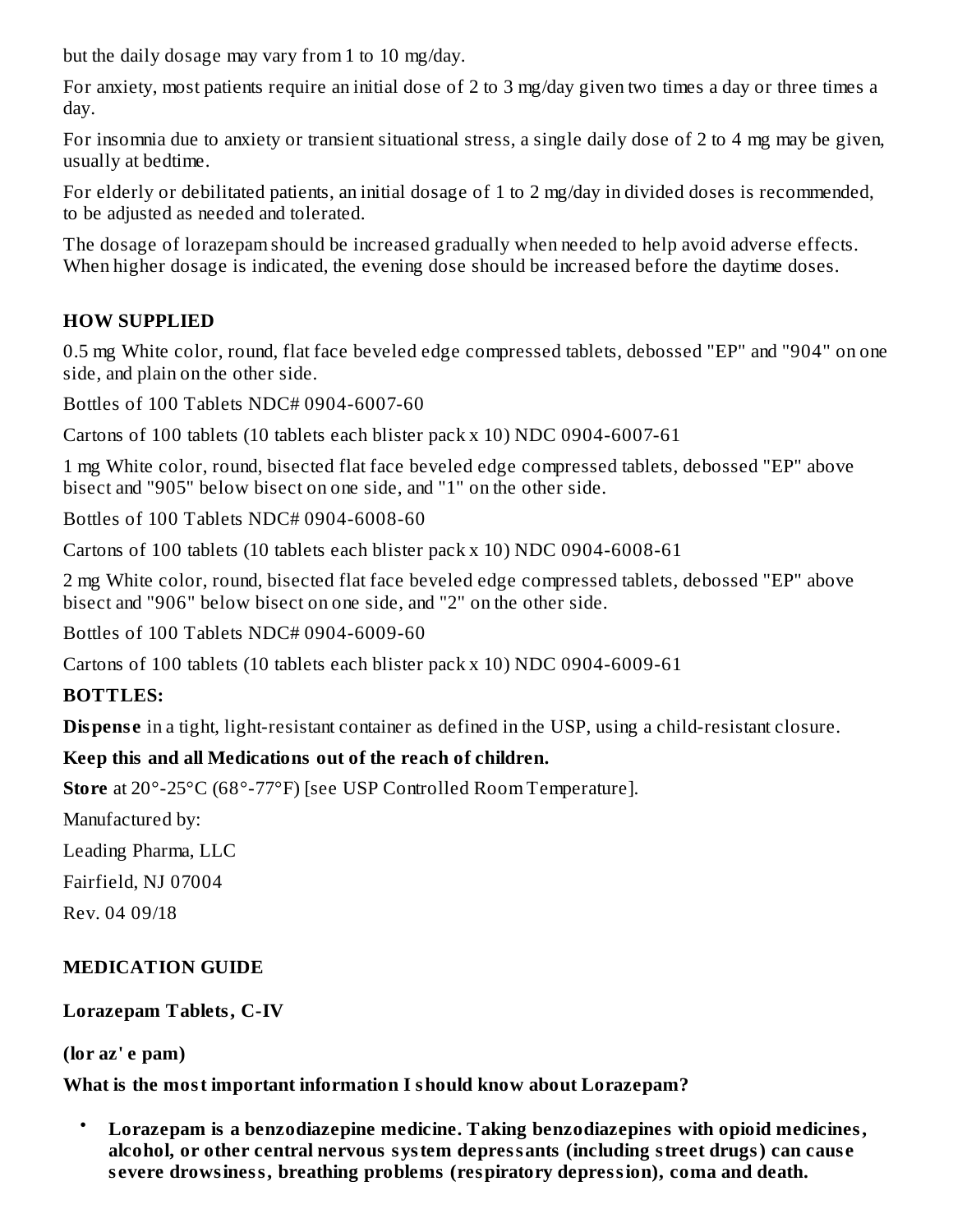but the daily dosage may vary from 1 to 10 mg/day.

For anxiety, most patients require an initial dose of 2 to 3 mg/day given two times a day or three times a day.

For insomnia due to anxiety or transient situational stress, a single daily dose of 2 to 4 mg may be given, usually at bedtime.

For elderly or debilitated patients, an initial dosage of 1 to 2 mg/day in divided doses is recommended, to be adjusted as needed and tolerated.

The dosage of lorazepam should be increased gradually when needed to help avoid adverse effects. When higher dosage is indicated, the evening dose should be increased before the daytime doses.

## HOW SUPPLIED

0.5 mg White color, round, flat face beveled edge compressed tablets, debossed "EP" and "904" on one side, and plain on the other side.

Bottles of 100 Tablets NDC# 0904-6007-60

Cartons of 100 tablets (10 tablets each blister pack x 10) NDC 0904-6007-61

1 mg White color, round, bisected flat face beveled edge compressed tablets, debossed "EP" above bisect and "905" below bisect on one side, and "1" on the other side.

Bottles of 100 Tablets NDC# 0904-6008-60

Cartons of 100 tablets (10 tablets each blister pack x 10) NDC 0904-6008-61

2 mg White color, round, bisected flat face beveled edge compressed tablets, debossed "EP" above bisect and "906" below bisect on one side, and "2" on the other side.

Bottles of 100 Tablets NDC# 0904-6009-60

Cartons of 100 tablets (10 tablets each blister pack x 10) NDC 0904-6009-61

**BOTTLES:**

**Dispense** in a tight, light-resistant container as defined in the USP, using a child-resistant closure.

**Keep this and all Medications out of the reach of children.**

**Store** at 20°-25°C (68°-77°F) [see USP Controlled Room Temperature].

Manufactured by:

Leading Pharma, LLC

Fairfield, NJ 07004

Rev. 04 09/18

## MEDICATION GUIDE

**Lorazepam Tablets, C-IV**

**(lor az' e pam)**

**What is the most important information I should know about Lorazepam?**

- **Lorazepam is a benzodiazepine medicine. Taking benzodiazepines with opioid medicines, alcohol, or other central nervous system depressants (including street drugs) can cause severe drowsiness, breathing problems (respiratory depression), coma and death.**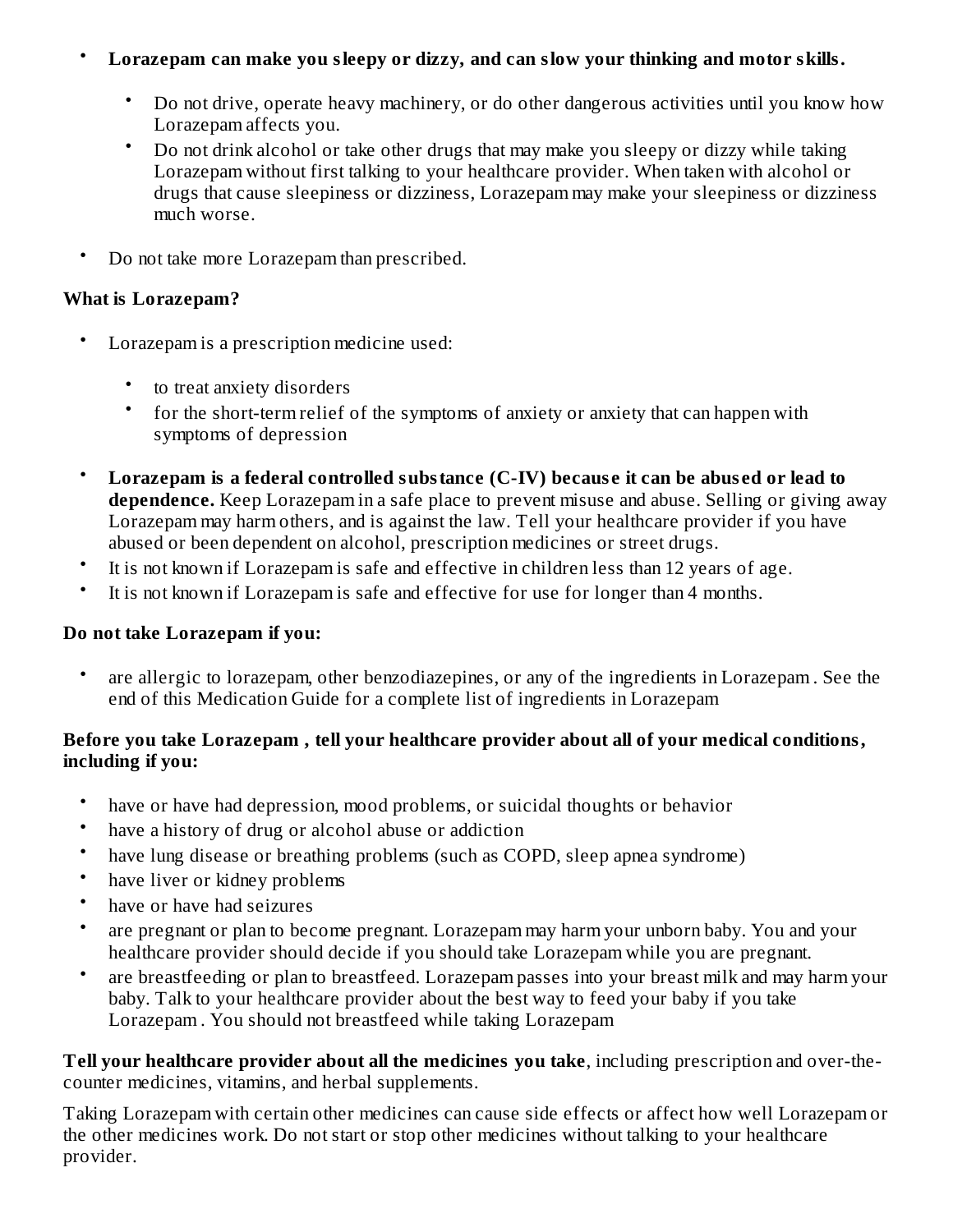- **Lorazepam can make you sleepy or dizzy, and can slow your thinking and motor skills.**
  - Do not drive, operate heavy machinery, or do other dangerous activities until you know how Lorazepam affects you.
  - Do not drink alcohol or take other drugs that may make you sleepy or dizzy while taking Lorazepam without first talking to your healthcare provider. When taken with alcohol or drugs that cause sleepiness or dizziness, Lorazepam may make your sleepiness or dizziness much worse.
- Do not take more Lorazepam than prescribed.

**What is Lorazepam?**

- Lorazepam is a prescription medicine used:
  - to treat anxiety disorders
  - for the short-term relief of the symptoms of anxiety or anxiety that can happen with symptoms of depression
- **Lorazepam is a federal controlled substance (C-IV) because it can be abused or lead to dependence.** Keep Lorazepam in a safe place to prevent misuse and abuse. Selling or giving away Lorazepam may harm others, and is against the law. Tell your healthcare provider if you have abused or been dependent on alcohol, prescription medicines or street drugs.
- It is not known if Lorazepam is safe and effective in children less than 12 years of age.
- It is not known if Lorazepam is safe and effective for use for longer than 4 months.

**Do not take Lorazepam if you:**

- are allergic to lorazepam, other benzodiazepines, or any of the ingredients in Lorazepam . See the end of this Medication Guide for a complete list of ingredients in Lorazepam

**Before you take Lorazepam , tell your healthcare provider about all of your medical conditions, including if you:**

- have or have had depression, mood problems, or suicidal thoughts or behavior
- have a history of drug or alcohol abuse or addiction
- have lung disease or breathing problems (such as COPD, sleep apnea syndrome)
- have liver or kidney problems
- have or have had seizures
- are pregnant or plan to become pregnant. Lorazepam may harm your unborn baby. You and your healthcare provider should decide if you should take Lorazepam while you are pregnant.
- are breastfeeding or plan to breastfeed. Lorazepam passes into your breast milk and may harm your baby. Talk to your healthcare provider about the best way to feed your baby if you take Lorazepam . You should not breastfeed while taking Lorazepam

**Tell your healthcare provider about all the medicines you take**, including prescription and over-the-counter medicines, vitamins, and herbal supplements.

Taking Lorazepam with certain other medicines can cause side effects or affect how well Lorazepam or the other medicines work. Do not start or stop other medicines without talking to your healthcare provider.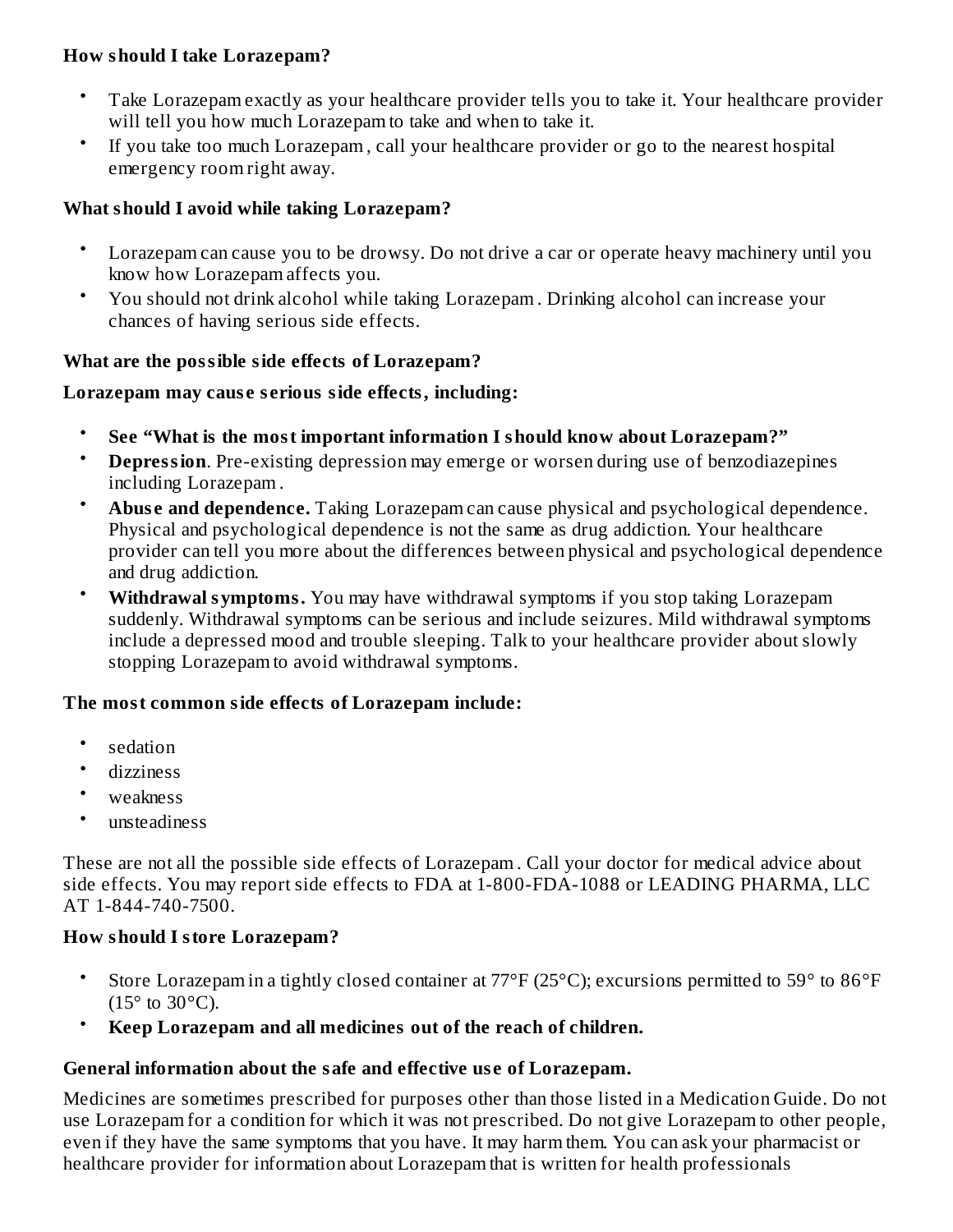**How should I take Lorazepam?**

- Take Lorazepam exactly as your healthcare provider tells you to take it. Your healthcare provider will tell you how much Lorazepam to take and when to take it.
- If you take too much Lorazepam , call your healthcare provider or go to the nearest hospital emergency room right away.

**What should I avoid while taking Lorazepam?**

- Lorazepam can cause you to be drowsy. Do not drive a car or operate heavy machinery until you know how Lorazepam affects you.
- You should not drink alcohol while taking Lorazepam . Drinking alcohol can increase your chances of having serious side effects.

**What are the possible side effects of Lorazepam?**

**Lorazepam may cause serious side effects, including:**

- **See "What is the most important information I should know about Lorazepam?"**
- **Depression**. Pre-existing depression may emerge or worsen during use of benzodiazepines including Lorazepam .
- **Abuse and dependence.** Taking Lorazepam can cause physical and psychological dependence. Physical and psychological dependence is not the same as drug addiction. Your healthcare provider can tell you more about the differences between physical and psychological dependence and drug addiction.
- **Withdrawal symptoms.** You may have withdrawal symptoms if you stop taking Lorazepam suddenly. Withdrawal symptoms can be serious and include seizures. Mild withdrawal symptoms include a depressed mood and trouble sleeping. Talk to your healthcare provider about slowly stopping Lorazepam to avoid withdrawal symptoms.

**The most common side effects of Lorazepam include:**

- sedation
- dizziness
- weakness
- unsteadiness

These are not all the possible side effects of Lorazepam . Call your doctor for medical advice about side effects. You may report side effects to FDA at 1-800-FDA-1088 or LEADING PHARMA, LLC AT 1-844-740-7500.

**How should I store Lorazepam?**

- Store Lorazepam in a tightly closed container at 77°F (25°C); excursions permitted to 59° to 86°F (15° to 30°C).
- **Keep Lorazepam and all medicines out of the reach of children.**

**General information about the safe and effective use of Lorazepam.**

Medicines are sometimes prescribed for purposes other than those listed in a Medication Guide. Do not use Lorazepam for a condition for which it was not prescribed. Do not give Lorazepam to other people, even if they have the same symptoms that you have. It may harm them. You can ask your pharmacist or healthcare provider for information about Lorazepam that is written for health professionals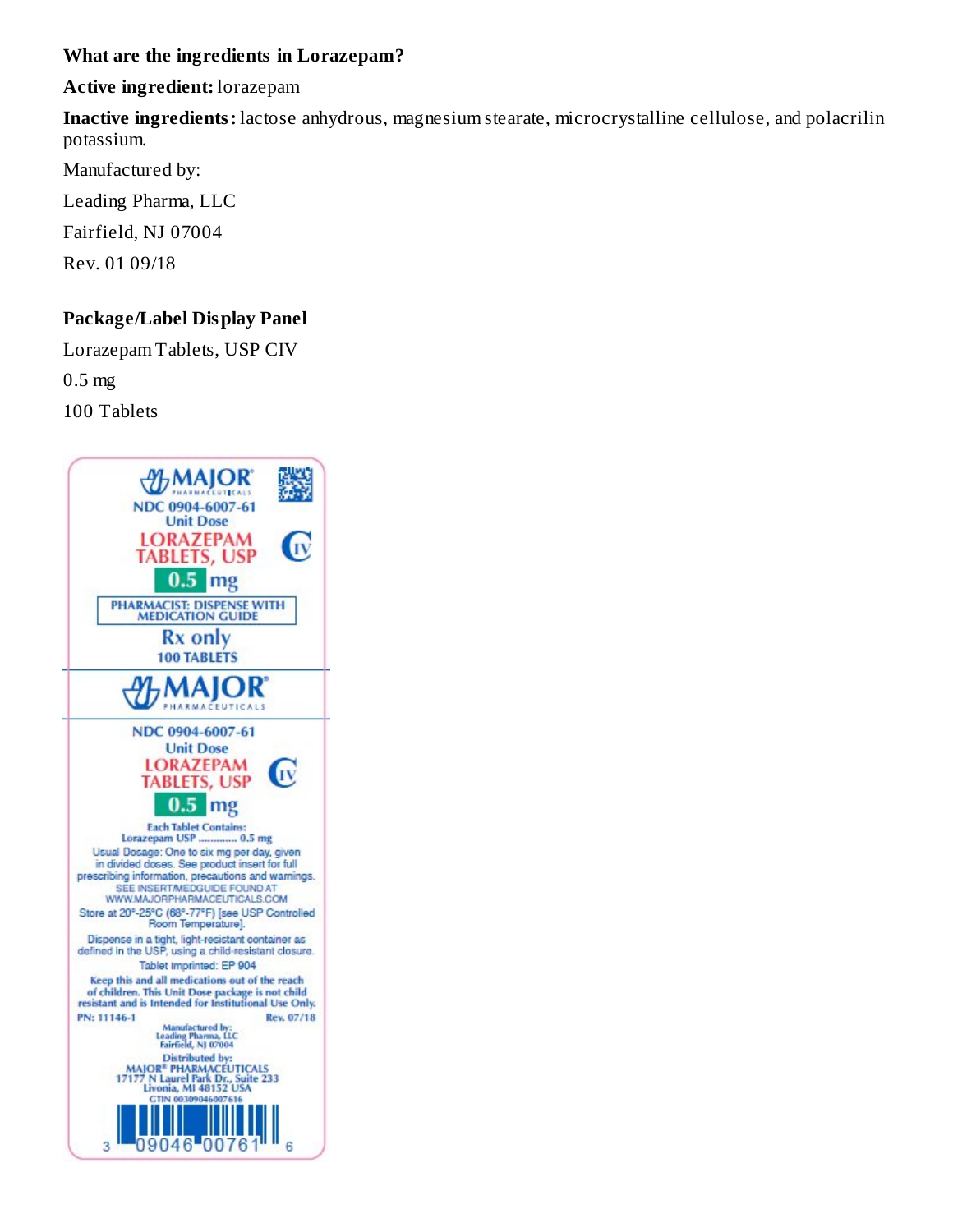**What are the ingredients in Lorazepam?**

**Active ingredient:** lorazepam

**Inactive ingredients:** lactose anhydrous, magnesium stearate, microcrystalline cellulose, and polacrilin potassium.

Manufactured by:

Leading Pharma, LLC

Fairfield, NJ 07004

Rev. 01 09/18

**Package/Label Display Panel**

Lorazepam Tablets, USP CIV

0.5 mg

100 Tablets

MAJOR PHARMACEUTICALS

NDC 0904-6007-61

Unit Dose

LORAZEPAM TABLETS, USP CIV

0.5 mg

PHARMACIST: DISPENSE WITH MEDICATION GUIDE

Rx only

100 TABLETS

MAJOR PHARMACEUTICALS

NDC 0904-6007-61

Unit Dose

LORAZEPAM TABLETS, USP CIV

0.5 mg

Each Tablet Contains:
Lorazepam USP ............ 0.5 mg

Usual Dosage: One to six mg per day, given in divided doses. See product insert for full prescribing information, precautions and warnings.
SEE INSERT/MEDGUIDE FOUND AT WWW.MAJORPHARMACEUTICALS.COM

Store at 20°-25°C (68°-77°F) [see USP Controlled Room Temperature].

Dispense in a tight, light-resistant container as defined in the USP, using a child-resistant closure.

Tablet Imprinted: EP 904

Keep this and all medications out of the reach of children. This Unit Dose package is not child resistant and is Intended for Institutional Use Only.

PN: 11146-1 Rev. 07/18

Manufactured by:
Leading Pharma, LLC
Fairfield, NJ 07004

Distributed by:
MAJOR® PHARMACEUTICALS
17177 N Laurel Park Dr., Suite 233
Livonia, MI 48152 USA

GTIN 00309046007616

3 09046 00761 6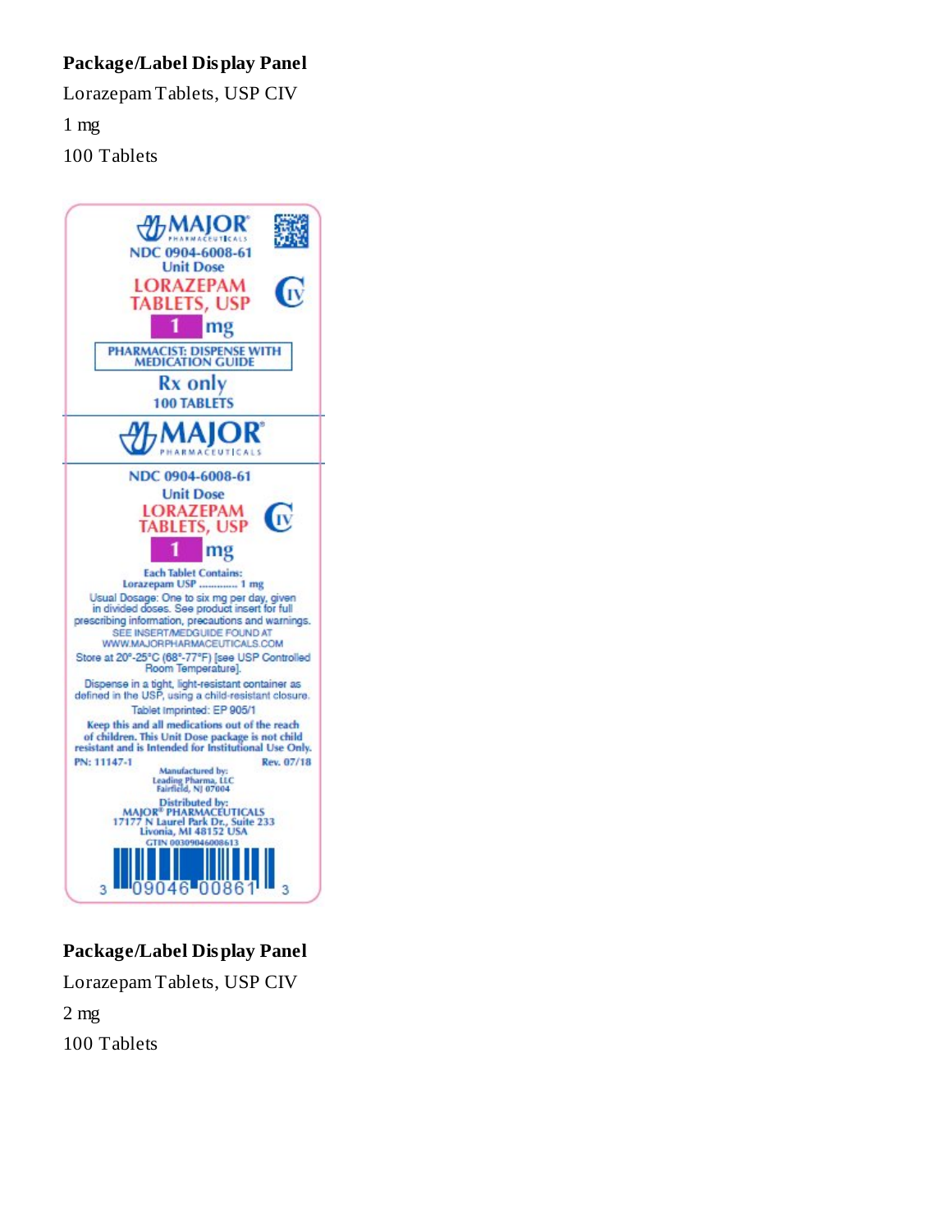**Package/Label Display Panel**

Lorazepam Tablets, USP CIV

1 mg

100 Tablets

MAJOR® PHARMACEUTICALS

NDC 0904-6008-61

Unit Dose

LORAZEPAM TABLETS, USP

CIV

1 mg

PHARMACIST: DISPENSE WITH MEDICATION GUIDE

Rx only

100 TABLETS

MAJOR® PHARMACEUTICALS

NDC 0904-6008-61

Unit Dose

LORAZEPAM TABLETS, USP

CIV

1 mg

Each Tablet Contains:
Lorazepam USP ............ 1 mg

Usual Dosage: One to six mg per day, given in divided doses. See product insert for full prescribing information, precautions and warnings.
SEE INSERT/MEDGUIDE FOUND AT WWW.MAJORPHARMACEUTICALS.COM

Store at 20°-25°C (68°-77°F) [see USP Controlled Room Temperature].

Dispense in a tight, light-resistant container as defined in the USP, using a child-resistant closure.

Tablet Imprinted: EP 905/1

Keep this and all medications out of the reach of children. This Unit Dose package is not child resistant and is Intended for Institutional Use Only.

PN: 11147-1 Rev. 07/18

Manufactured by:
Leading Pharma, LLC
Fairfield, NJ 07004

Distributed by:
MAJOR® PHARMACEUTICALS
17177 N Laurel Park Dr., Suite 233
Livonia, MI 48152 USA

GTIN 00309046008613

3 09046 00861 3

**Package/Label Display Panel**

Lorazepam Tablets, USP CIV

2 mg

100 Tablets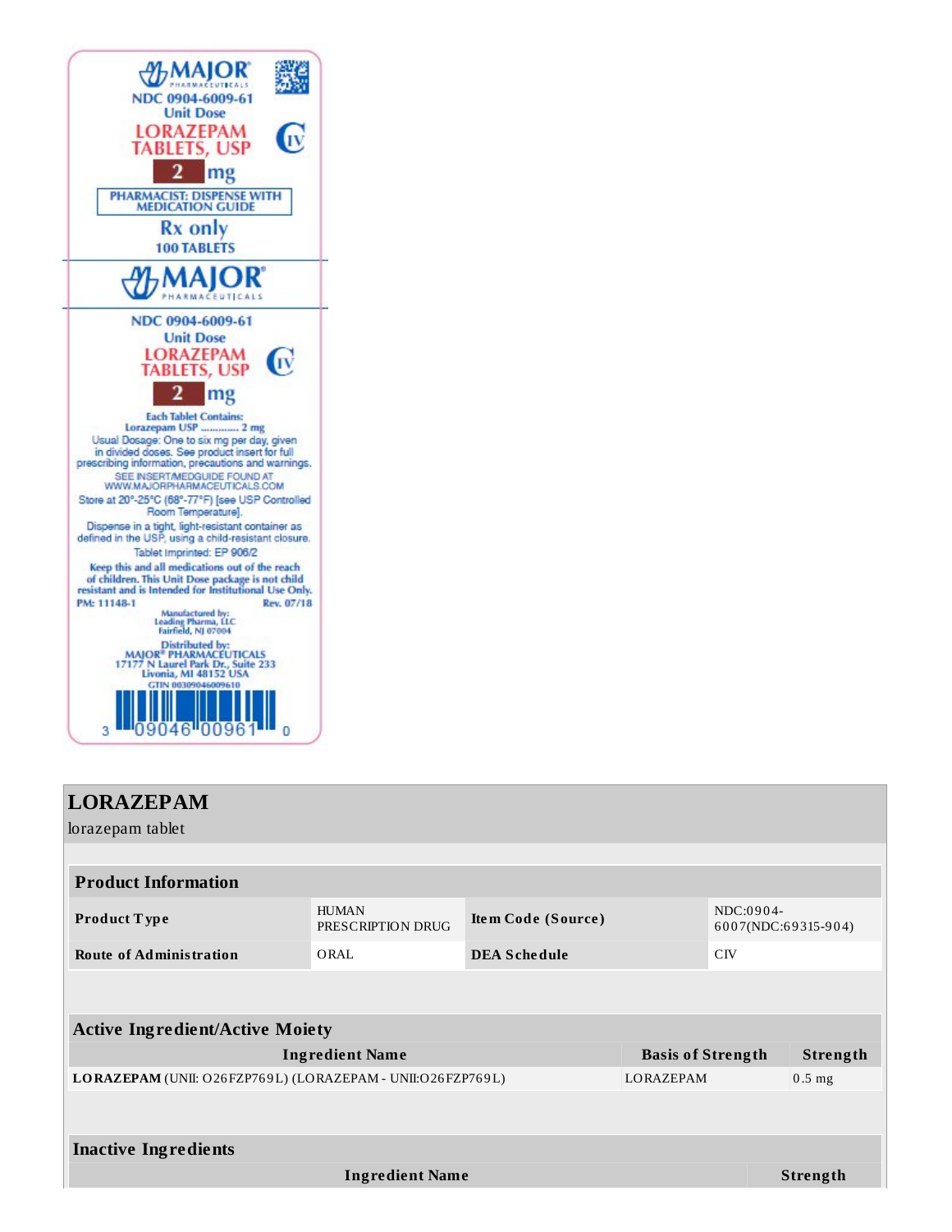MAJOR PHARMACEUTICALS

NDC 0904-6009-61
Unit Dose
LORAZEPAM TABLETS, USP
CIV
2 mg

PHARMACIST: DISPENSE WITH MEDICATION GUIDE

Rx only
100 TABLETS

MAJOR PHARMACEUTICALS

NDC 0904-6009-61
Unit Dose
LORAZEPAM TABLETS, USP
CIV
2 mg

Each Tablet Contains:
Lorazepam USP ............ 2 mg

Usual Dosage: One to six mg per day, given in divided doses. See product insert for full prescribing information, precautions and warnings.

SEE INSERT/MEDGUIDE FOUND AT WWW.MAJORPHARMACEUTICALS.COM

Store at 20°-25°C (68°-77°F) [see USP Controlled Room Temperature].

Dispense in a tight, light-resistant container as defined in the USP, using a child-resistant closure.

Tablet Imprinted: EP 906/2

Keep this and all medications out of the reach of children. This Unit Dose package is not child resistant and is Intended for Institutional Use Only.

PM: 11148-1 Rev. 07/18

Manufactured by:
Leading Pharma, LLC
Fairfield, NJ 07004

Distributed by:
MAJOR® PHARMACEUTICALS
17177 N Laurel Park Dr., Suite 233
Livonia, MI 48152 USA
GTIN 00309046009610

3 09046 00961 0

# LORAZEPAM

lorazepam tablet

| Product Information | | | |
|---|---|---|---|
| **Product Type** | HUMAN PRESCRIPTION DRUG | **Item Code (Source)** | NDC:0904-6007(NDC:69315-904) |
| **Route of Administration** | ORAL | **DEA Schedule** | CIV |

| Active Ingredient/Active Moiety | | |
|---|---|---|
| **Ingredient Name** | **Basis of Strength** | **Strength** |
| **LORAZEPAM** (UNII: O26FZP769L) (LORAZEPAM - UNII:O26FZP769L) | LORAZEPAM | 0.5 mg |

| Inactive Ingredients | |
|---|---|
| **Ingredient Name** | **Strength** |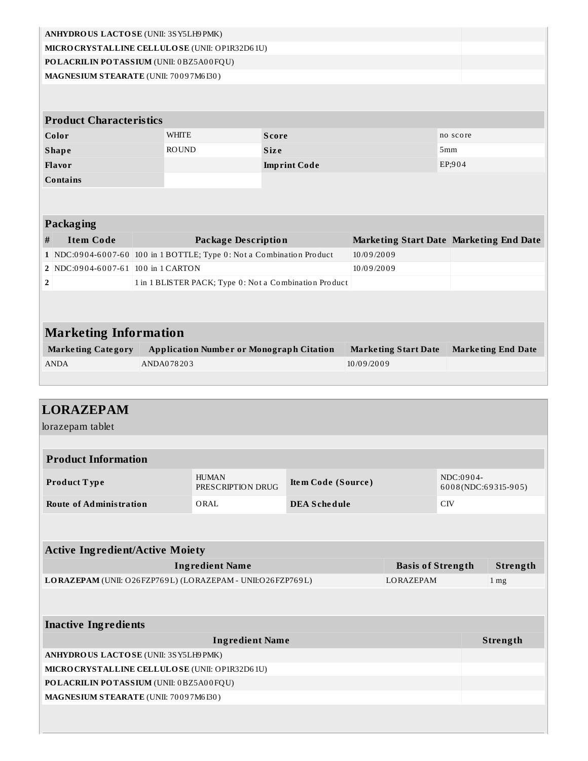| Ingredient Name | Strength |
| --- | --- |
| **ANHYDROUS LACTOSE** (UNII: 3SY5LH9PMK) | |
| **MICROCRYSTALLINE CELLULOSE** (UNII: OP1R32D61U) | |
| **POLACRILIN POTASSIUM** (UNII: 0BZ5A00FQU) | |
| **MAGNESIUM STEARATE** (UNII: 70097M6I30) | |

### Product Characteristics

| | | | |
| --- | --- | --- | --- |
| **Color** | WHITE | **Score** | no score |
| **Shape** | ROUND | **Size** | 5mm |
| **Flavor** | | **Imprint Code** | EP;904 |
| **Contains** | | | |

### Packaging

| # | Item Code | Package Description | Marketing Start Date | Marketing End Date |
| --- | --- | --- | --- | --- |
| 1 | NDC:0904-6007-60 | 100 in 1 BOTTLE; Type 0: Not a Combination Product | 10/09/2009 | |
| 2 | NDC:0904-6007-61 | 100 in 1 CARTON | 10/09/2009 | |
| 2 | | 1 in 1 BLISTER PACK; Type 0: Not a Combination Product | | |

## Marketing Information

| Marketing Category | Application Number or Monograph Citation | Marketing Start Date | Marketing End Date |
| --- | --- | --- | --- |
| ANDA | ANDA078203 | 10/09/2009 | |

# LORAZEPAM

lorazepam tablet

### Product Information

| | | | |
| --- | --- | --- | --- |
| **Product Type** | HUMAN PRESCRIPTION DRUG | **Item Code (Source)** | NDC:0904-6008(NDC:69315-905) |
| **Route of Administration** | ORAL | **DEA Schedule** | CIV |

### Active Ingredient/Active Moiety

| Ingredient Name | Basis of Strength | Strength |
| --- | --- | --- |
| **LORAZEPAM** (UNII: O26FZP769L) (LORAZEPAM - UNII:O26FZP769L) | LORAZEPAM | 1 mg |

### Inactive Ingredients

| Ingredient Name | Strength |
| --- | --- |
| **ANHYDROUS LACTOSE** (UNII: 3SY5LH9PMK) | |
| **MICROCRYSTALLINE CELLULOSE** (UNII: OP1R32D61U) | |
| **POLACRILIN POTASSIUM** (UNII: 0BZ5A00FQU) | |
| **MAGNESIUM STEARATE** (UNII: 70097M6I30) | |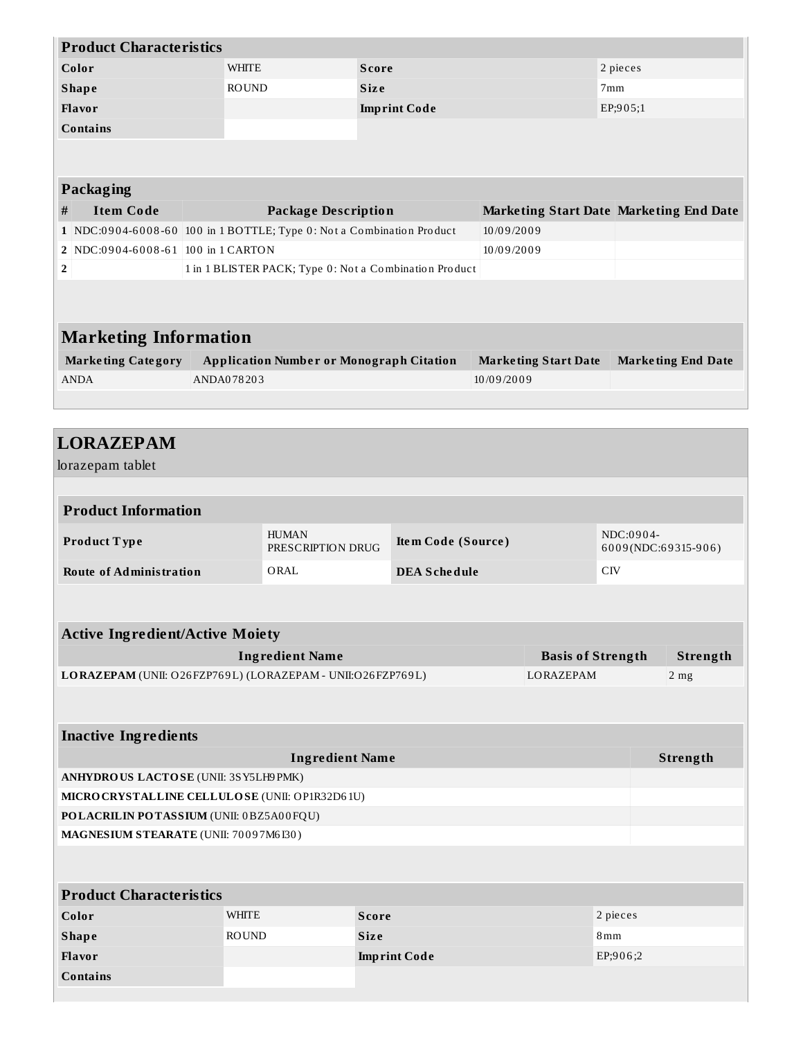| Product Characteristics | | | |
|---|---|---|---|
| **Color** | WHITE | **Score** | 2 pieces |
| **Shape** | ROUND | **Size** | 7mm |
| **Flavor** | | **Imprint Code** | EP;905;1 |
| **Contains** | | | |

| Packaging | | | | |
|---|---|---|---|---|
| **#** | **Item Code** | **Package Description** | **Marketing Start Date** | **Marketing End Date** |
| 1 | NDC:0904-6008-60 | 100 in 1 BOTTLE; Type 0: Not a Combination Product | 10/09/2009 | |
| 2 | NDC:0904-6008-61 | 100 in 1 CARTON | 10/09/2009 | |
| 2 | | 1 in 1 BLISTER PACK; Type 0: Not a Combination Product | | |

| Marketing Information | | | |
|---|---|---|---|
| **Marketing Category** | **Application Number or Monograph Citation** | **Marketing Start Date** | **Marketing End Date** |
| ANDA | ANDA078203 | 10/09/2009 | |

# LORAZEPAM

lorazepam tablet

| Product Information | | | |
|---|---|---|---|
| **Product Type** | HUMAN PRESCRIPTION DRUG | **Item Code (Source)** | NDC:0904-6009(NDC:69315-906) |
| **Route of Administration** | ORAL | **DEA Schedule** | CIV |

| Active Ingredient/Active Moiety | | |
|---|---|---|
| **Ingredient Name** | **Basis of Strength** | **Strength** |
| **LORAZEPAM** (UNII: O26FZP769L) (LORAZEPAM - UNII:O26FZP769L) | LORAZEPAM | 2 mg |

| Inactive Ingredients | |
|---|---|
| **Ingredient Name** | **Strength** |
| **ANHYDROUS LACTOSE** (UNII: 3SY5LH9PMK) | |
| **MICROCRYSTALLINE CELLULOSE** (UNII: OP1R32D61U) | |
| **POLACRILIN POTASSIUM** (UNII: 0BZ5A00FQU) | |
| **MAGNESIUM STEARATE** (UNII: 70097M6I30) | |

| Product Characteristics | | | |
|---|---|---|---|
| **Color** | WHITE | **Score** | 2 pieces |
| **Shape** | ROUND | **Size** | 8mm |
| **Flavor** | | **Imprint Code** | EP;906;2 |
| **Contains** | | | |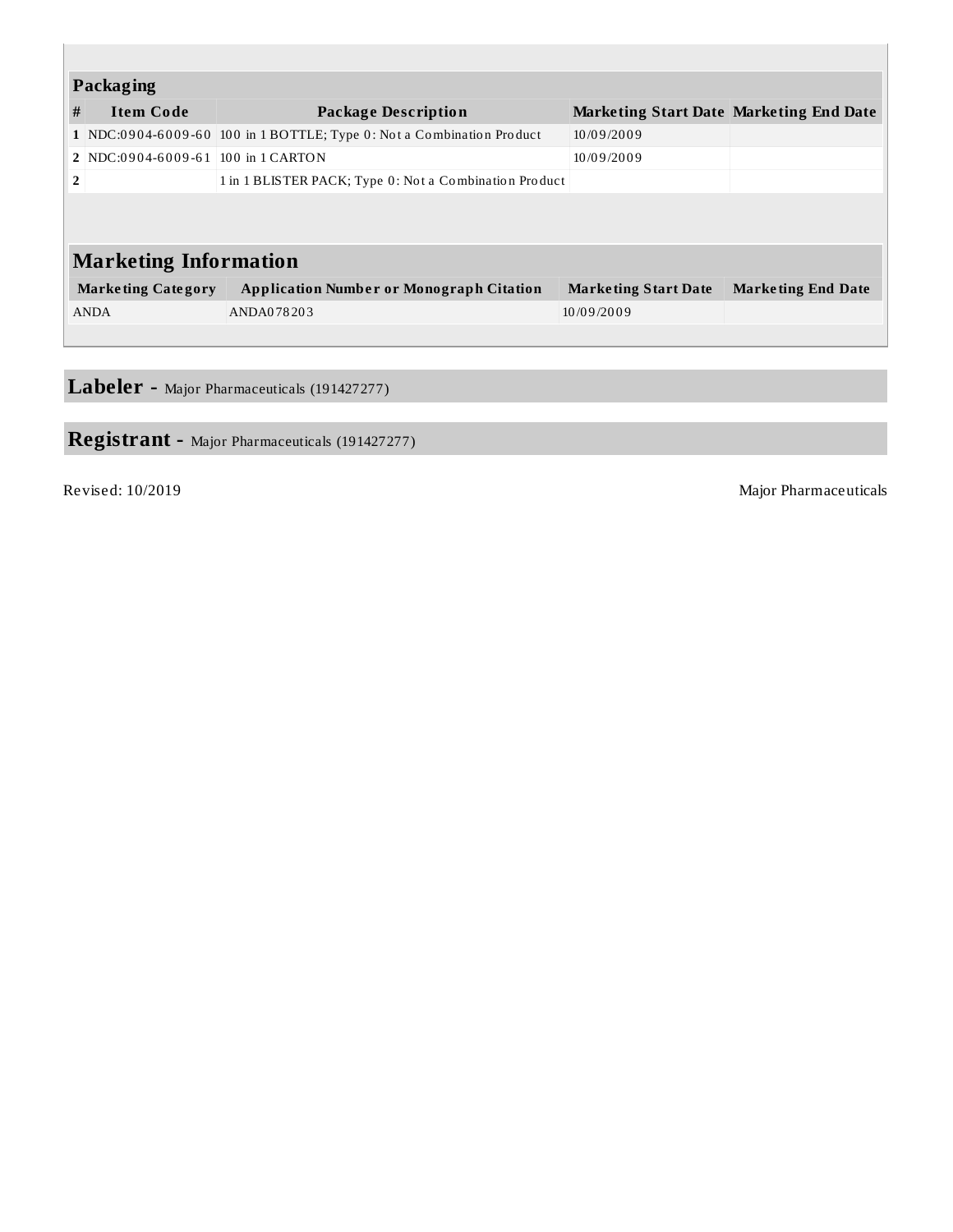| Packaging | | | | |
| --- | --- | --- | --- | --- |
| **#** | **Item Code** | **Package Description** | **Marketing Start Date** | **Marketing End Date** |
| **1** | NDC:0904-6009-60 | 100 in 1 BOTTLE; Type 0: Not a Combination Product | 10/09/2009 | |
| **2** | NDC:0904-6009-61 | 100 in 1 CARTON | 10/09/2009 | |
| **2** | | 1 in 1 BLISTER PACK; Type 0: Not a Combination Product | | |

## Marketing Information

| Marketing Category | Application Number or Monograph Citation | Marketing Start Date | Marketing End Date |
| --- | --- | --- | --- |
| ANDA | ANDA078203 | 10/09/2009 | |

**Labeler -** Major Pharmaceuticals (191427277)

**Registrant -** Major Pharmaceuticals (191427277)

Revised: 10/2019

Major Pharmaceuticals